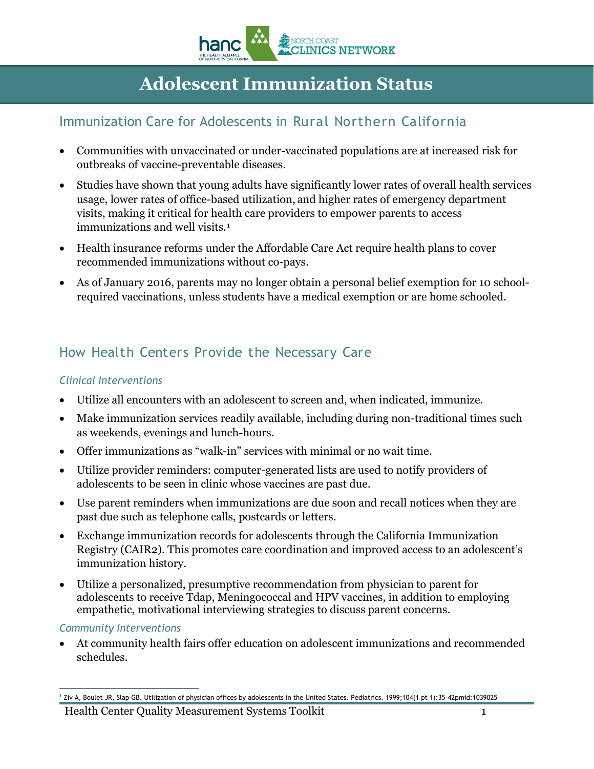# Adolescent Immunization Status

## Immunization Care for Adolescents in Rural Northern California

- Communities with unvaccinated or under-vaccinated populations are at increased risk for outbreaks of vaccine-preventable diseases.
- Studies have shown that young adults have significantly lower rates of overall health services usage, lower rates of office-based utilization, and higher rates of emergency department visits, making it critical for health care providers to empower parents to access immunizations and well visits.[1]
- Health insurance reforms under the Affordable Care Act require health plans to cover recommended immunizations without co-pays.
- As of January 2016, parents may no longer obtain a personal belief exemption for 10 school-required vaccinations, unless students have a medical exemption or are home schooled.

## How Health Centers Provide the Necessary Care

### *Clinical Interventions*

- Utilize all encounters with an adolescent to screen and, when indicated, immunize.
- Make immunization services readily available, including during non-traditional times such as weekends, evenings and lunch-hours.
- Offer immunizations as "walk-in" services with minimal or no wait time.
- Utilize provider reminders: computer-generated lists are used to notify providers of adolescents to be seen in clinic whose vaccines are past due.
- Use parent reminders when immunizations are due soon and recall notices when they are past due such as telephone calls, postcards or letters.
- Exchange immunization records for adolescents through the California Immunization Registry (CAIR2). This promotes care coordination and improved access to an adolescent's immunization history.
- Utilize a personalized, presumptive recommendation from physician to parent for adolescents to receive Tdap, Meningococcal and HPV vaccines, in addition to employing empathetic, motivational interviewing strategies to discuss parent concerns.

### *Community Interventions*

- At community health fairs offer education on adolescent immunizations and recommended schedules.

[1] Ziv A, Boulet JR, Slap GB. Utilization of physician offices by adolescents in the United States. Pediatrics. 1999;104(1 pt 1):35–42pmid:1039025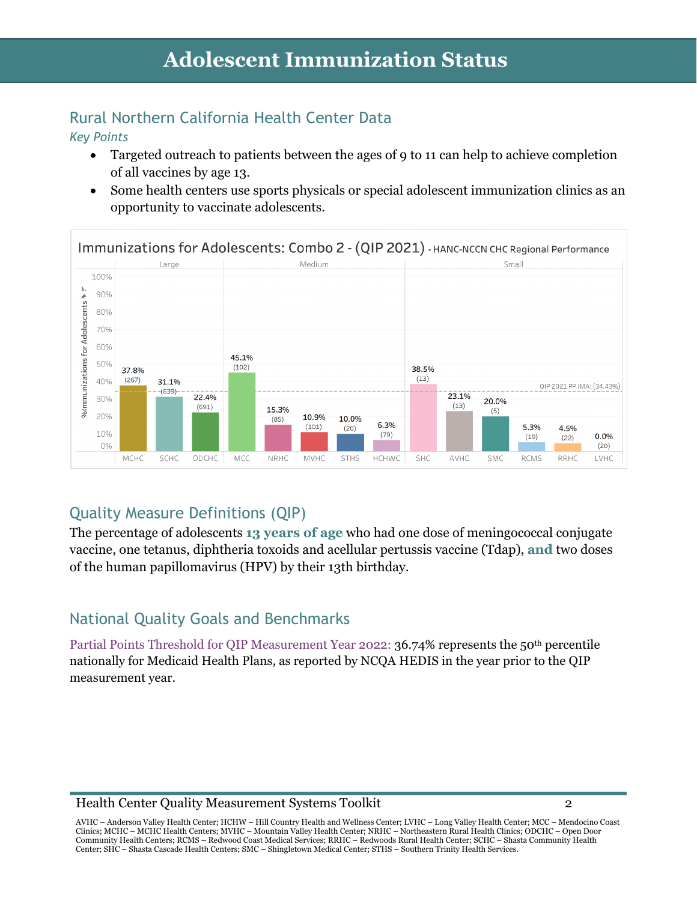# Adolescent Immunization Status

## Rural Northern California Health Center Data

*Key Points*

- Targeted outreach to patients between the ages of 9 to 11 can help to achieve completion of all vaccines by age 13.
- Some health centers use sports physicals or special adolescent immunization clinics as an opportunity to vaccinate adolescents.

Immunizations for Adolescents: Combo 2 - (QIP 2021) - HANC-NCCN CHC Regional Performance

Large | Medium | Small

%Immunizations for Adolescents

100%
90%
80%
70%
60%
50%
40%
30%
20%
10%
0%

MCHC 37.8% (267)
SCHC 31.1% (639)
ODCHC 22.4% (691)
MCC 45.1% (102)
NRHC 15.3% (85)
MVHC 10.9% (101)
STHS 10.0% (20)
HCHWC 6.3% (79)
SHC 38.5% (13)
AVHC 23.1% (13)
SMC 20.0% (5)
RCMS 5.3% (19)
RRHC 4.5% (22)
LVHC 0.0% (20)

QIP 2021 PP IMA: (34.43%)

## Quality Measure Definitions (QIP)

The percentage of adolescents **13 years of age** who had one dose of meningococcal conjugate vaccine, one tetanus, diphtheria toxoids and acellular pertussis vaccine (Tdap), **and** two doses of the human papillomavirus (HPV) by their 13th birthday.

## National Quality Goals and Benchmarks

Partial Points Threshold for QIP Measurement Year 2022: 36.74% represents the 50th percentile nationally for Medicaid Health Plans, as reported by NCQA HEDIS in the year prior to the QIP measurement year.

AVHC – Anderson Valley Health Center; HCHW – Hill Country Health and Wellness Center; LVHC – Long Valley Health Center; MCC – Mendocino Coast Clinics; MCHC – MCHC Health Centers; MVHC – Mountain Valley Health Center; NRHC – Northeastern Rural Health Clinics; ODCHC – Open Door Community Health Centers; RCMS – Redwood Coast Medical Services; RRHC – Redwoods Rural Health Center; SCHC – Shasta Community Health Center; SHC – Shasta Cascade Health Centers; SMC – Shingletown Medical Center; STHS – Southern Trinity Health Services.